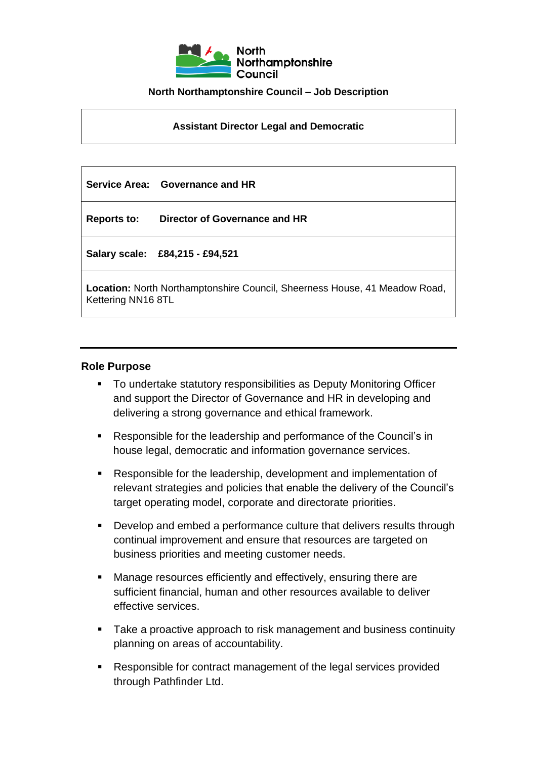North Northamptonshire Council

**North Northamptonshire Council – Job Description**

| **Assistant Director Legal and Democratic** |
|---|

| |
|---|
| **Service Area:** **Governance and HR** |
| **Reports to:** **Director of Governance and HR** |
| **Salary scale:** **£84,215 - £94,521** |
| **Location:** North Northamptonshire Council, Sheerness House, 41 Meadow Road, Kettering NN16 8TL |

---

## Role Purpose

- To undertake statutory responsibilities as Deputy Monitoring Officer and support the Director of Governance and HR in developing and delivering a strong governance and ethical framework.
- Responsible for the leadership and performance of the Council's in house legal, democratic and information governance services.
- Responsible for the leadership, development and implementation of relevant strategies and policies that enable the delivery of the Council's target operating model, corporate and directorate priorities.
- Develop and embed a performance culture that delivers results through continual improvement and ensure that resources are targeted on business priorities and meeting customer needs.
- Manage resources efficiently and effectively, ensuring there are sufficient financial, human and other resources available to deliver effective services.
- Take a proactive approach to risk management and business continuity planning on areas of accountability.
- Responsible for contract management of the legal services provided through Pathfinder Ltd.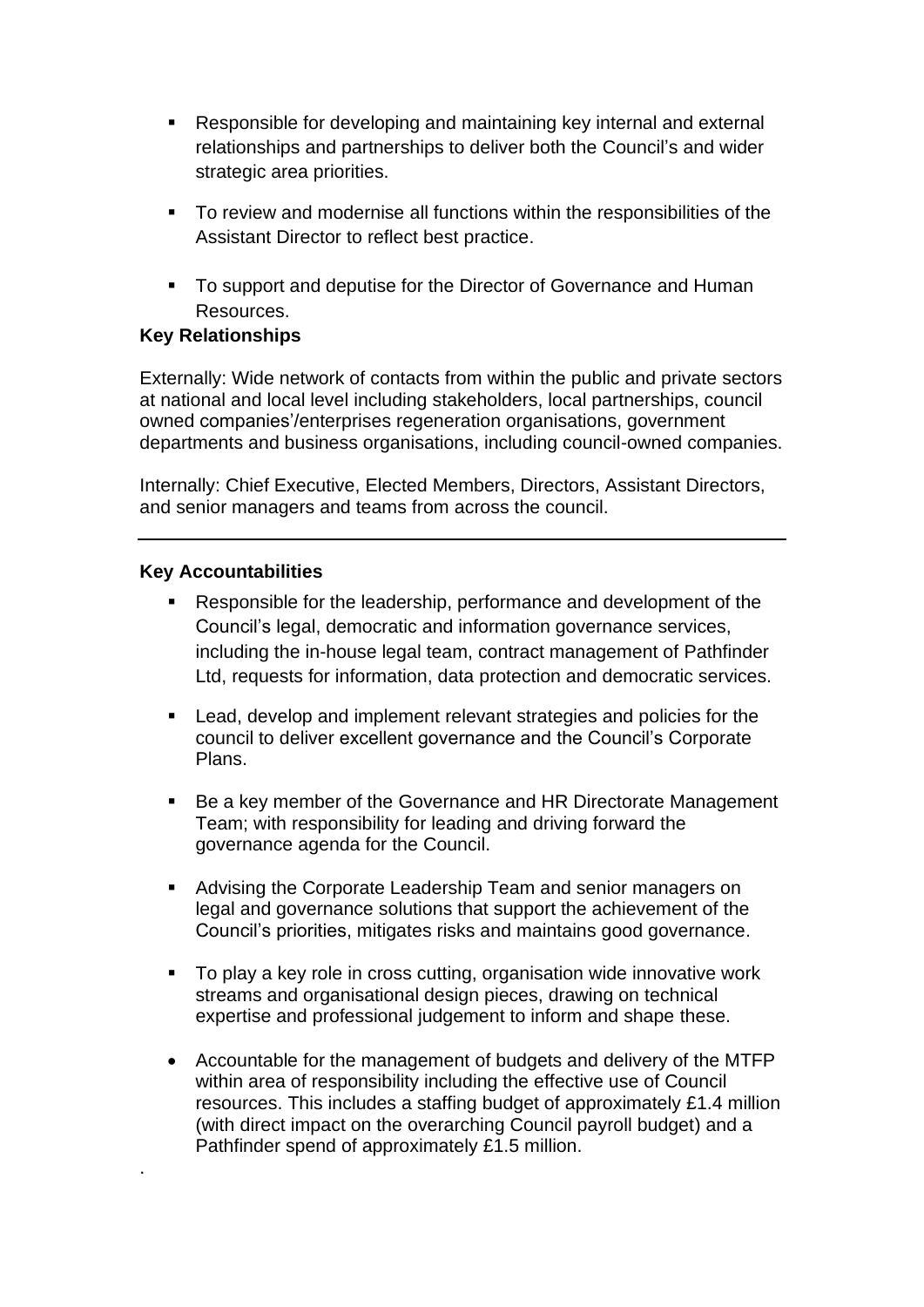- Responsible for developing and maintaining key internal and external relationships and partnerships to deliver both the Council's and wider strategic area priorities.
- To review and modernise all functions within the responsibilities of the Assistant Director to reflect best practice.
- To support and deputise for the Director of Governance and Human Resources.

**Key Relationships**

Externally: Wide network of contacts from within the public and private sectors at national and local level including stakeholders, local partnerships, council owned companies'/enterprises regeneration organisations, government departments and business organisations, including council-owned companies.

Internally: Chief Executive, Elected Members, Directors, Assistant Directors, and senior managers and teams from across the council.

---

**Key Accountabilities**

- Responsible for the leadership, performance and development of the Council's legal, democratic and information governance services, including the in-house legal team, contract management of Pathfinder Ltd, requests for information, data protection and democratic services.
- Lead, develop and implement relevant strategies and policies for the council to deliver excellent governance and the Council's Corporate Plans.
- Be a key member of the Governance and HR Directorate Management Team; with responsibility for leading and driving forward the governance agenda for the Council.
- Advising the Corporate Leadership Team and senior managers on legal and governance solutions that support the achievement of the Council's priorities, mitigates risks and maintains good governance.
- To play a key role in cross cutting, organisation wide innovative work streams and organisational design pieces, drawing on technical expertise and professional judgement to inform and shape these.
- Accountable for the management of budgets and delivery of the MTFP within area of responsibility including the effective use of Council resources. This includes a staffing budget of approximately £1.4 million (with direct impact on the overarching Council payroll budget) and a Pathfinder spend of approximately £1.5 million.

.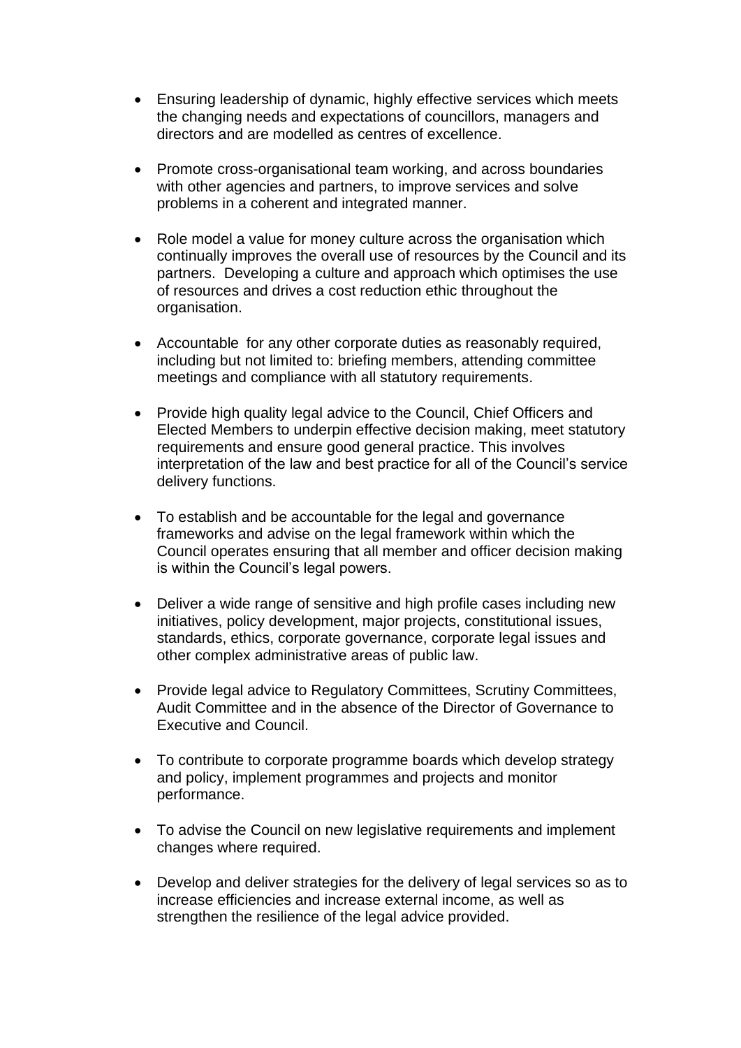- Ensuring leadership of dynamic, highly effective services which meets the changing needs and expectations of councillors, managers and directors and are modelled as centres of excellence.
- Promote cross-organisational team working, and across boundaries with other agencies and partners, to improve services and solve problems in a coherent and integrated manner.
- Role model a value for money culture across the organisation which continually improves the overall use of resources by the Council and its partners. Developing a culture and approach which optimises the use of resources and drives a cost reduction ethic throughout the organisation.
- Accountable for any other corporate duties as reasonably required, including but not limited to: briefing members, attending committee meetings and compliance with all statutory requirements.
- Provide high quality legal advice to the Council, Chief Officers and Elected Members to underpin effective decision making, meet statutory requirements and ensure good general practice. This involves interpretation of the law and best practice for all of the Council's service delivery functions.
- To establish and be accountable for the legal and governance frameworks and advise on the legal framework within which the Council operates ensuring that all member and officer decision making is within the Council's legal powers.
- Deliver a wide range of sensitive and high profile cases including new initiatives, policy development, major projects, constitutional issues, standards, ethics, corporate governance, corporate legal issues and other complex administrative areas of public law.
- Provide legal advice to Regulatory Committees, Scrutiny Committees, Audit Committee and in the absence of the Director of Governance to Executive and Council.
- To contribute to corporate programme boards which develop strategy and policy, implement programmes and projects and monitor performance.
- To advise the Council on new legislative requirements and implement changes where required.
- Develop and deliver strategies for the delivery of legal services so as to increase efficiencies and increase external income, as well as strengthen the resilience of the legal advice provided.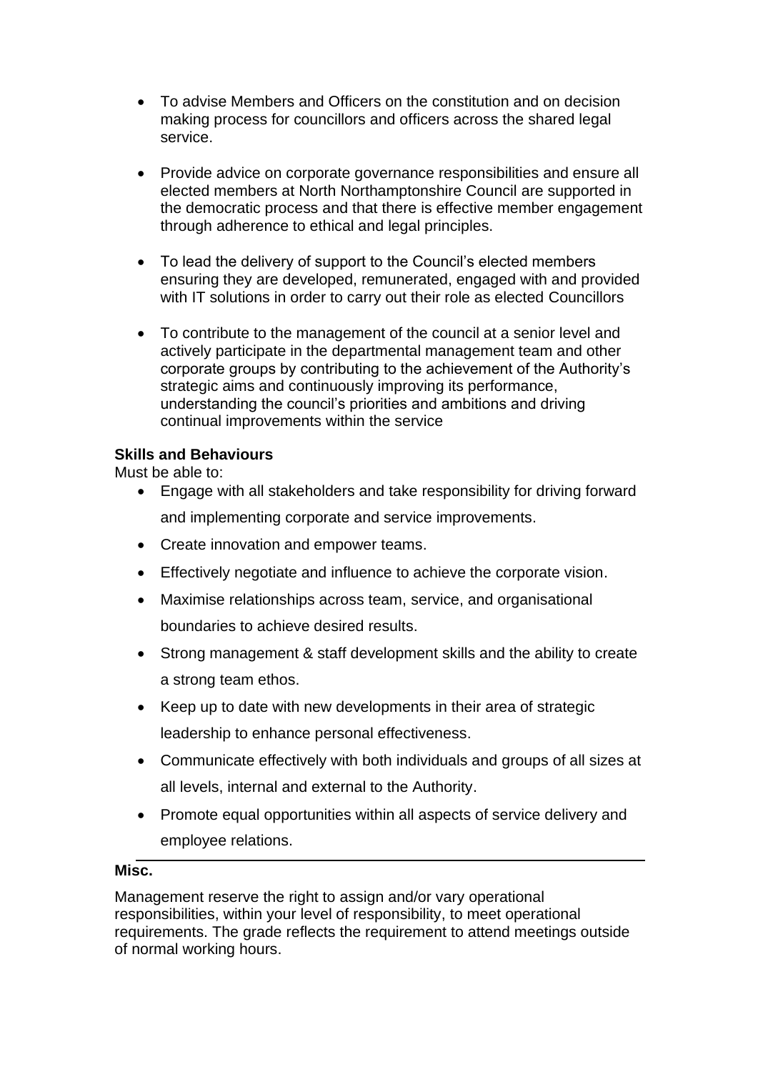- To advise Members and Officers on the constitution and on decision making process for councillors and officers across the shared legal service.

- Provide advice on corporate governance responsibilities and ensure all elected members at North Northamptonshire Council are supported in the democratic process and that there is effective member engagement through adherence to ethical and legal principles.

- To lead the delivery of support to the Council's elected members ensuring they are developed, remunerated, engaged with and provided with IT solutions in order to carry out their role as elected Councillors

- To contribute to the management of the council at a senior level and actively participate in the departmental management team and other corporate groups by contributing to the achievement of the Authority's strategic aims and continuously improving its performance, understanding the council's priorities and ambitions and driving continual improvements within the service

**Skills and Behaviours**

Must be able to:

- Engage with all stakeholders and take responsibility for driving forward and implementing corporate and service improvements.
- Create innovation and empower teams.
- Effectively negotiate and influence to achieve the corporate vision.
- Maximise relationships across team, service, and organisational boundaries to achieve desired results.
- Strong management & staff development skills and the ability to create a strong team ethos.
- Keep up to date with new developments in their area of strategic leadership to enhance personal effectiveness.
- Communicate effectively with both individuals and groups of all sizes at all levels, internal and external to the Authority.
- Promote equal opportunities within all aspects of service delivery and employee relations.

---

**Misc.**

Management reserve the right to assign and/or vary operational responsibilities, within your level of responsibility, to meet operational requirements. The grade reflects the requirement to attend meetings outside of normal working hours.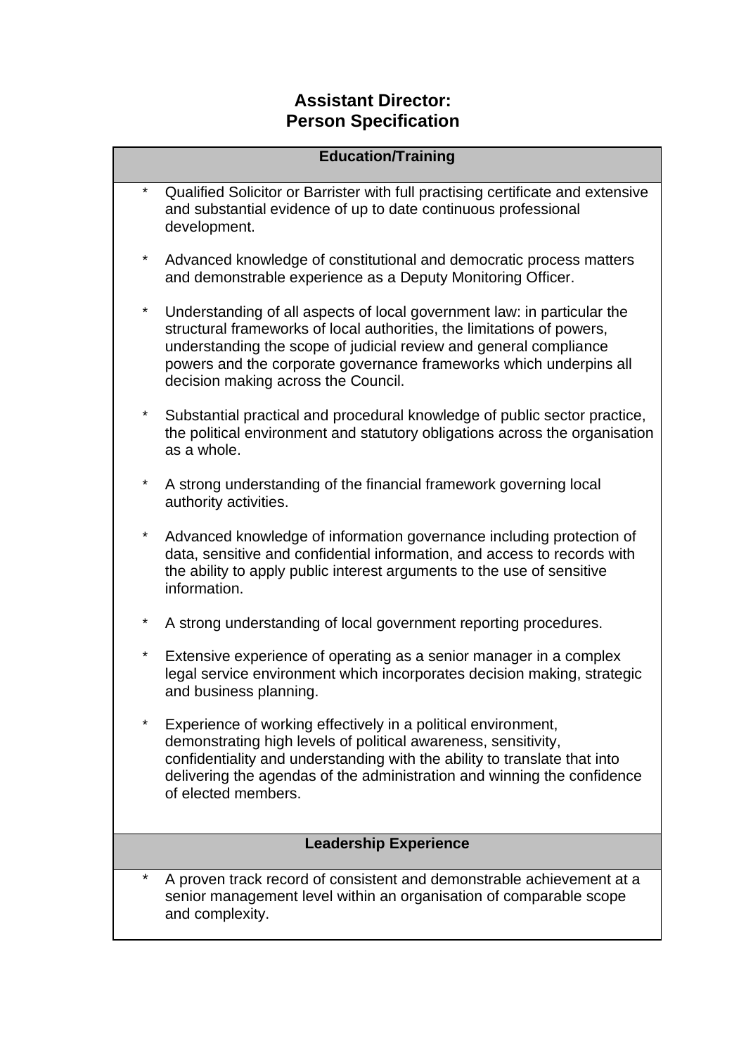# Assistant Director: Person Specification

## Education/Training

* Qualified Solicitor or Barrister with full practising certificate and extensive and substantial evidence of up to date continuous professional development.

* Advanced knowledge of constitutional and democratic process matters and demonstrable experience as a Deputy Monitoring Officer.

* Understanding of all aspects of local government law: in particular the structural frameworks of local authorities, the limitations of powers, understanding the scope of judicial review and general compliance powers and the corporate governance frameworks which underpins all decision making across the Council.

* Substantial practical and procedural knowledge of public sector practice, the political environment and statutory obligations across the organisation as a whole.

* A strong understanding of the financial framework governing local authority activities.

* Advanced knowledge of information governance including protection of data, sensitive and confidential information, and access to records with the ability to apply public interest arguments to the use of sensitive information.

* A strong understanding of local government reporting procedures.

* Extensive experience of operating as a senior manager in a complex legal service environment which incorporates decision making, strategic and business planning.

* Experience of working effectively in a political environment, demonstrating high levels of political awareness, sensitivity, confidentiality and understanding with the ability to translate that into delivering the agendas of the administration and winning the confidence of elected members.

## Leadership Experience

* A proven track record of consistent and demonstrable achievement at a senior management level within an organisation of comparable scope and complexity.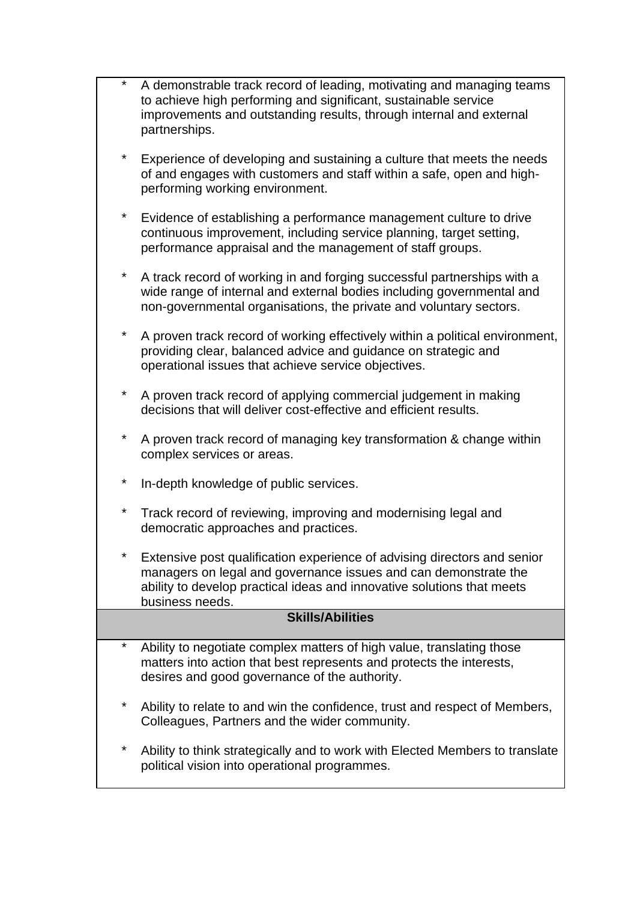* A demonstrable track record of leading, motivating and managing teams to achieve high performing and significant, sustainable service improvements and outstanding results, through internal and external partnerships.

* Experience of developing and sustaining a culture that meets the needs of and engages with customers and staff within a safe, open and high-performing working environment.

* Evidence of establishing a performance management culture to drive continuous improvement, including service planning, target setting, performance appraisal and the management of staff groups.

* A track record of working in and forging successful partnerships with a wide range of internal and external bodies including governmental and non-governmental organisations, the private and voluntary sectors.

* A proven track record of working effectively within a political environment, providing clear, balanced advice and guidance on strategic and operational issues that achieve service objectives.

* A proven track record of applying commercial judgement in making decisions that will deliver cost-effective and efficient results.

* A proven track record of managing key transformation & change within complex services or areas.

* In-depth knowledge of public services.

* Track record of reviewing, improving and modernising legal and democratic approaches and practices.

* Extensive post qualification experience of advising directors and senior managers on legal and governance issues and can demonstrate the ability to develop practical ideas and innovative solutions that meets business needs.

**Skills/Abilities**

* Ability to negotiate complex matters of high value, translating those matters into action that best represents and protects the interests, desires and good governance of the authority.

* Ability to relate to and win the confidence, trust and respect of Members, Colleagues, Partners and the wider community.

* Ability to think strategically and to work with Elected Members to translate political vision into operational programmes.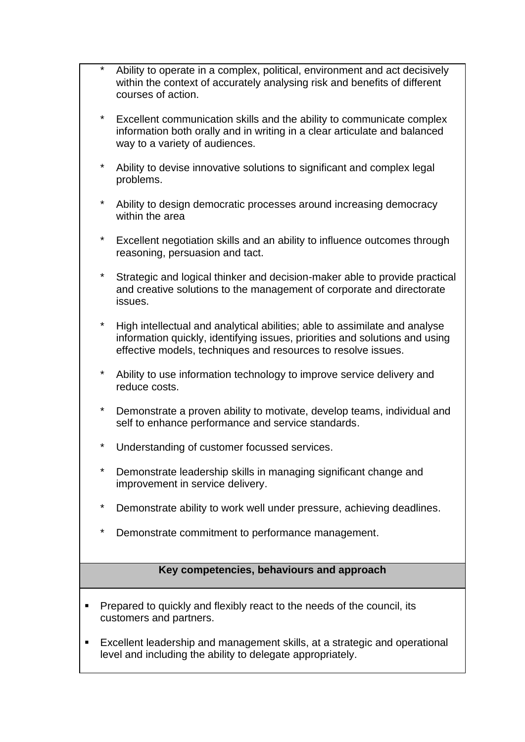* Ability to operate in a complex, political, environment and act decisively within the context of accurately analysing risk and benefits of different courses of action.

* Excellent communication skills and the ability to communicate complex information both orally and in writing in a clear articulate and balanced way to a variety of audiences.

* Ability to devise innovative solutions to significant and complex legal problems.

* Ability to design democratic processes around increasing democracy within the area

* Excellent negotiation skills and an ability to influence outcomes through reasoning, persuasion and tact.

* Strategic and logical thinker and decision-maker able to provide practical and creative solutions to the management of corporate and directorate issues.

* High intellectual and analytical abilities; able to assimilate and analyse information quickly, identifying issues, priorities and solutions and using effective models, techniques and resources to resolve issues.

* Ability to use information technology to improve service delivery and reduce costs.

* Demonstrate a proven ability to motivate, develop teams, individual and self to enhance performance and service standards.

* Understanding of customer focussed services.

* Demonstrate leadership skills in managing significant change and improvement in service delivery.

* Demonstrate ability to work well under pressure, achieving deadlines.

* Demonstrate commitment to performance management.

**Key competencies, behaviours and approach**

- Prepared to quickly and flexibly react to the needs of the council, its customers and partners.
- Excellent leadership and management skills, at a strategic and operational level and including the ability to delegate appropriately.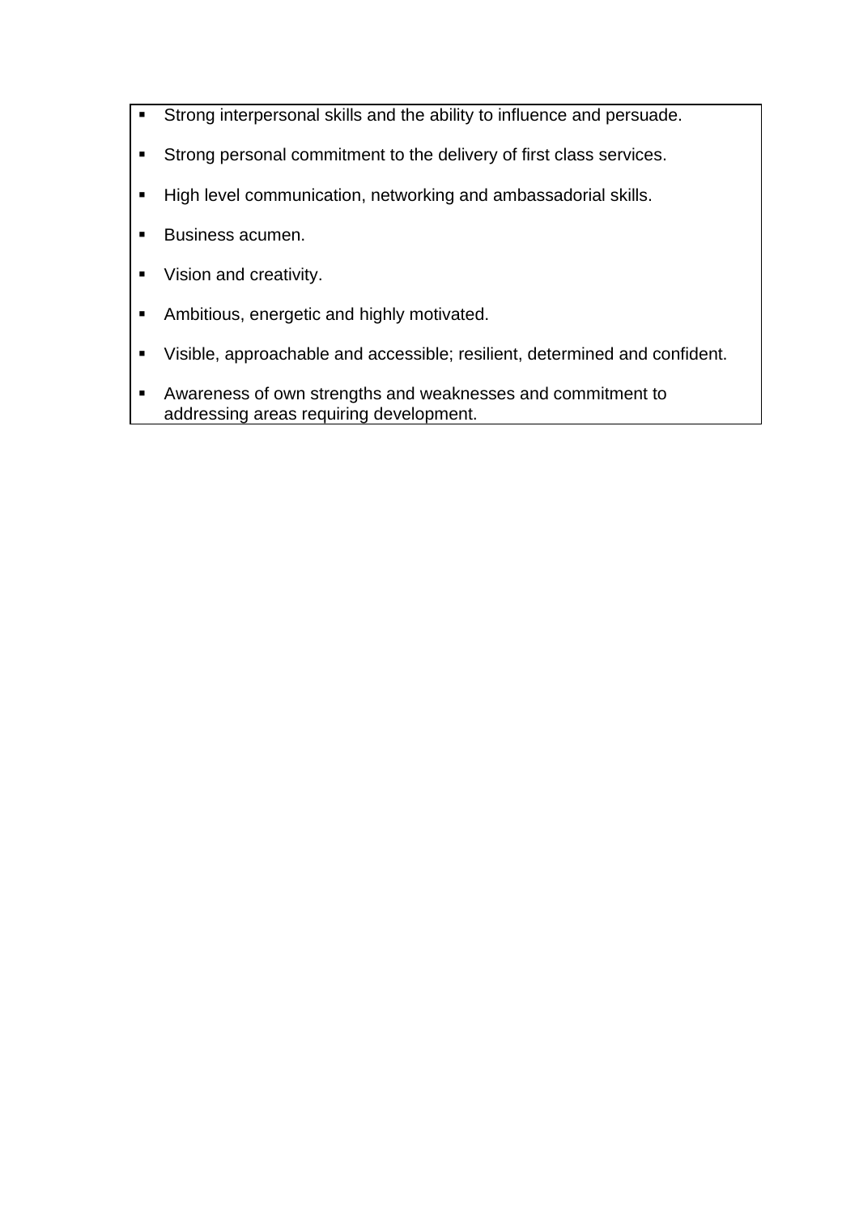- Strong interpersonal skills and the ability to influence and persuade.
- Strong personal commitment to the delivery of first class services.
- High level communication, networking and ambassadorial skills.
- Business acumen.
- Vision and creativity.
- Ambitious, energetic and highly motivated.
- Visible, approachable and accessible; resilient, determined and confident.
- Awareness of own strengths and weaknesses and commitment to addressing areas requiring development.